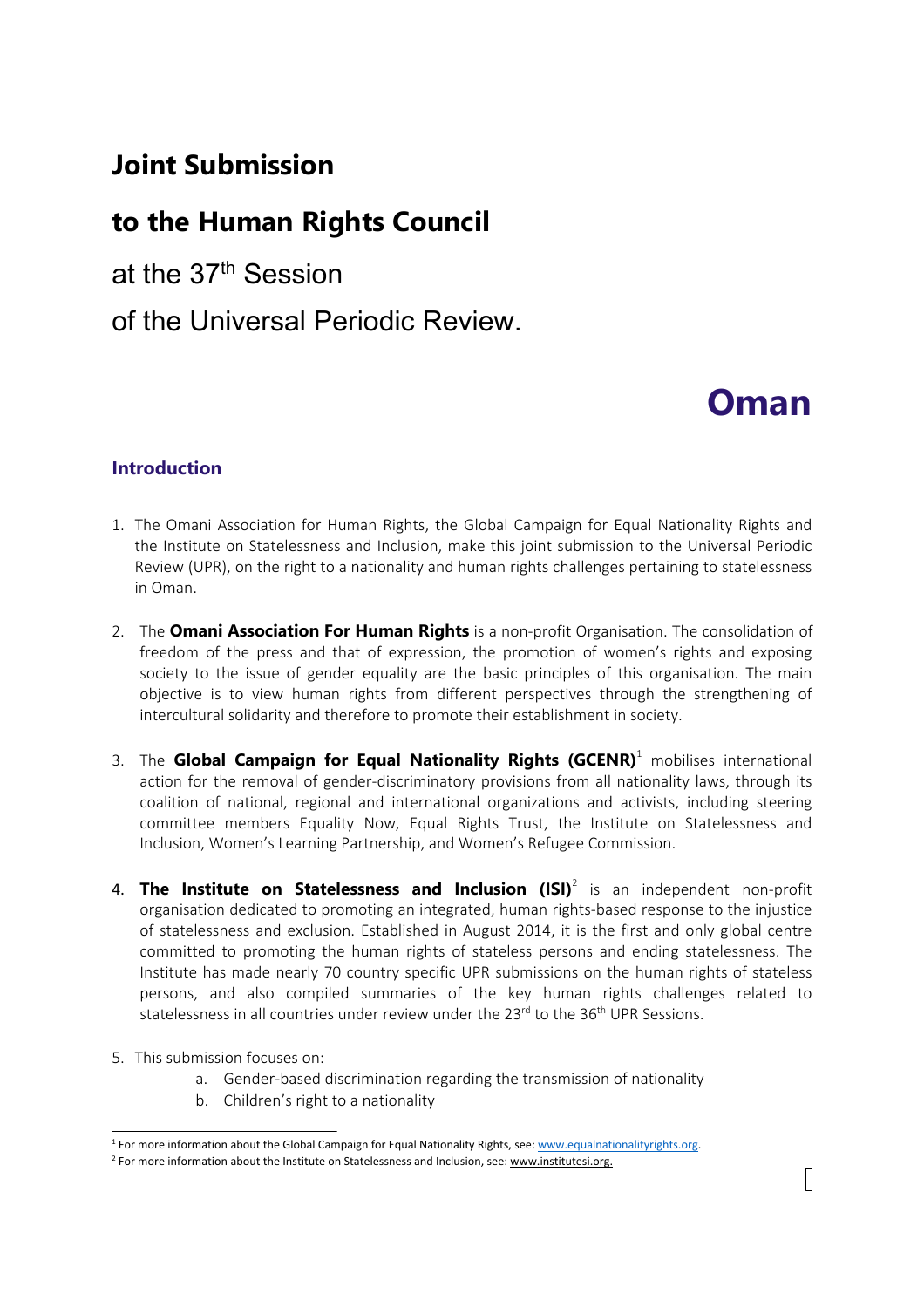# Joint Submission

# to the Human Rights Council

at the 37th Session

of the Universal Periodic Review.

# Oman

## Introduction

1. The Omani Association for Human Rights, the Global Campaign for Equal Nationality Rights and the Institute on Statelessness and Inclusion, make this joint submission to the Universal Periodic Review (UPR), on the right to a nationality and human rights challenges pertaining to statelessness in Oman.

2. The **Omani Association For Human Rights** is a non-profit Organisation. The consolidation of freedom of the press and that of expression, the promotion of women's rights and exposing society to the issue of gender equality are the basic principles of this organisation. The main objective is to view human rights from different perspectives through the strengthening of intercultural solidarity and therefore to promote their establishment in society.

3. The **Global Campaign for Equal Nationality Rights (GCENR)**[1] mobilises international action for the removal of gender-discriminatory provisions from all nationality laws, through its coalition of national, regional and international organizations and activists, including steering committee members Equality Now, Equal Rights Trust, the Institute on Statelessness and Inclusion, Women's Learning Partnership, and Women's Refugee Commission.

4. **The Institute on Statelessness and Inclusion (ISI)**[2] is an independent non-profit organisation dedicated to promoting an integrated, human rights-based response to the injustice of statelessness and exclusion. Established in August 2014, it is the first and only global centre committed to promoting the human rights of stateless persons and ending statelessness. The Institute has made nearly 70 country specific UPR submissions on the human rights of stateless persons, and also compiled summaries of the key human rights challenges related to statelessness in all countries under review under the 23rd to the 36th UPR Sessions.

5. This submission focuses on:
   a. Gender-based discrimination regarding the transmission of nationality
   b. Children's right to a nationality

---

[1] For more information about the Global Campaign for Equal Nationality Rights, see: www.equalnationalityrights.org.

[2] For more information about the Institute on Statelessness and Inclusion, see: www.institutesi.org.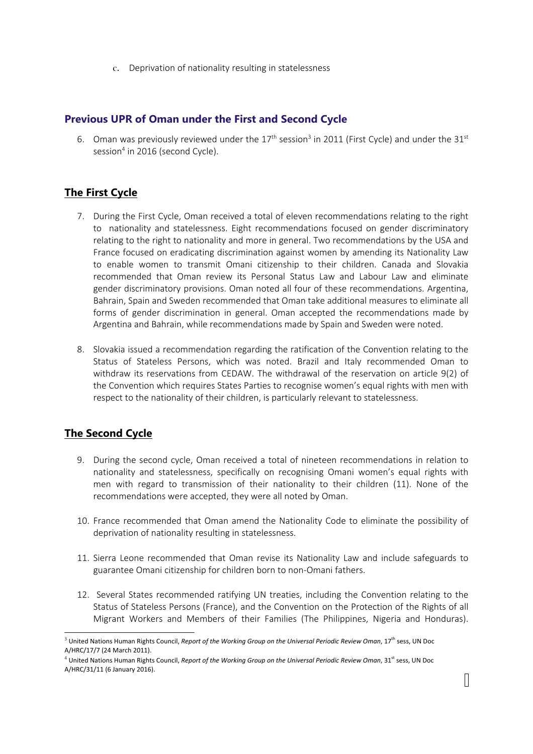c. Deprivation of nationality resulting in statelessness

## Previous UPR of Oman under the First and Second Cycle

6. Oman was previously reviewed under the 17th session[3] in 2011 (First Cycle) and under the 31st session[4] in 2016 (second Cycle).

## The First Cycle

7. During the First Cycle, Oman received a total of eleven recommendations relating to the right to nationality and statelessness. Eight recommendations focused on gender discriminatory relating to the right to nationality and more in general. Two recommendations by the USA and France focused on eradicating discrimination against women by amending its Nationality Law to enable women to transmit Omani citizenship to their children. Canada and Slovakia recommended that Oman review its Personal Status Law and Labour Law and eliminate gender discriminatory provisions. Oman noted all four of these recommendations. Argentina, Bahrain, Spain and Sweden recommended that Oman take additional measures to eliminate all forms of gender discrimination in general. Oman accepted the recommendations made by Argentina and Bahrain, while recommendations made by Spain and Sweden were noted.

8. Slovakia issued a recommendation regarding the ratification of the Convention relating to the Status of Stateless Persons, which was noted. Brazil and Italy recommended Oman to withdraw its reservations from CEDAW. The withdrawal of the reservation on article 9(2) of the Convention which requires States Parties to recognise women's equal rights with men with respect to the nationality of their children, is particularly relevant to statelessness.

## The Second Cycle

9. During the second cycle, Oman received a total of nineteen recommendations in relation to nationality and statelessness, specifically on recognising Omani women's equal rights with men with regard to transmission of their nationality to their children (11). None of the recommendations were accepted, they were all noted by Oman.

10. France recommended that Oman amend the Nationality Code to eliminate the possibility of deprivation of nationality resulting in statelessness.

11. Sierra Leone recommended that Oman revise its Nationality Law and include safeguards to guarantee Omani citizenship for children born to non-Omani fathers.

12. Several States recommended ratifying UN treaties, including the Convention relating to the Status of Stateless Persons (France), and the Convention on the Protection of the Rights of all Migrant Workers and Members of their Families (The Philippines, Nigeria and Honduras).

---

[3] United Nations Human Rights Council, *Report of the Working Group on the Universal Periodic Review Oman*, 17th sess, UN Doc A/HRC/17/7 (24 March 2011).

[4] United Nations Human Rights Council, *Report of the Working Group on the Universal Periodic Review Oman*, 31st sess, UN Doc A/HRC/31/11 (6 January 2016).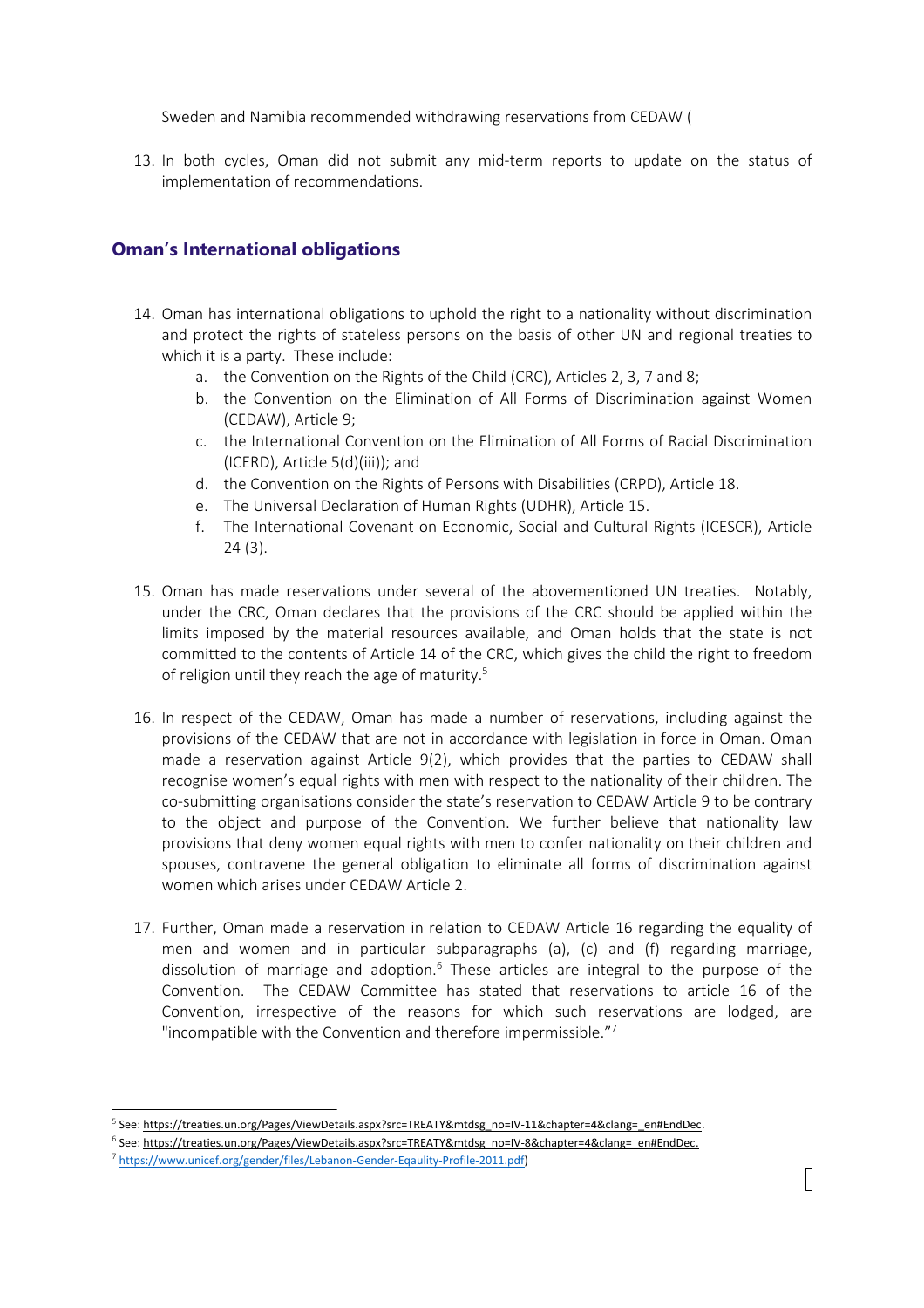Sweden and Namibia recommended withdrawing reservations from CEDAW (

13. In both cycles, Oman did not submit any mid-term reports to update on the status of implementation of recommendations.

## Oman's International obligations

14. Oman has international obligations to uphold the right to a nationality without discrimination and protect the rights of stateless persons on the basis of other UN and regional treaties to which it is a party. These include:
    a. the Convention on the Rights of the Child (CRC), Articles 2, 3, 7 and 8;
    b. the Convention on the Elimination of All Forms of Discrimination against Women (CEDAW), Article 9;
    c. the International Convention on the Elimination of All Forms of Racial Discrimination (ICERD), Article 5(d)(iii)); and
    d. the Convention on the Rights of Persons with Disabilities (CRPD), Article 18.
    e. The Universal Declaration of Human Rights (UDHR), Article 15.
    f. The International Covenant on Economic, Social and Cultural Rights (ICESCR), Article 24 (3).

15. Oman has made reservations under several of the abovementioned UN treaties. Notably, under the CRC, Oman declares that the provisions of the CRC should be applied within the limits imposed by the material resources available, and Oman holds that the state is not committed to the contents of Article 14 of the CRC, which gives the child the right to freedom of religion until they reach the age of maturity.[5]

16. In respect of the CEDAW, Oman has made a number of reservations, including against the provisions of the CEDAW that are not in accordance with legislation in force in Oman. Oman made a reservation against Article 9(2), which provides that the parties to CEDAW shall recognise women's equal rights with men with respect to the nationality of their children. The co-submitting organisations consider the state's reservation to CEDAW Article 9 to be contrary to the object and purpose of the Convention. We further believe that nationality law provisions that deny women equal rights with men to confer nationality on their children and spouses, contravene the general obligation to eliminate all forms of discrimination against women which arises under CEDAW Article 2.

17. Further, Oman made a reservation in relation to CEDAW Article 16 regarding the equality of men and women and in particular subparagraphs (a), (c) and (f) regarding marriage, dissolution of marriage and adoption.[6] These articles are integral to the purpose of the Convention. The CEDAW Committee has stated that reservations to article 16 of the Convention, irrespective of the reasons for which such reservations are lodged, are "incompatible with the Convention and therefore impermissible."[7]

---

[5] See: https://treaties.un.org/Pages/ViewDetails.aspx?src=TREATY&mtdsg_no=IV-11&chapter=4&clang=_en#EndDec.

[6] See: https://treaties.un.org/Pages/ViewDetails.aspx?src=TREATY&mtdsg_no=IV-8&chapter=4&clang=_en#EndDec.

[7] https://www.unicef.org/gender/files/Lebanon-Gender-Eqaulity-Profile-2011.pdf)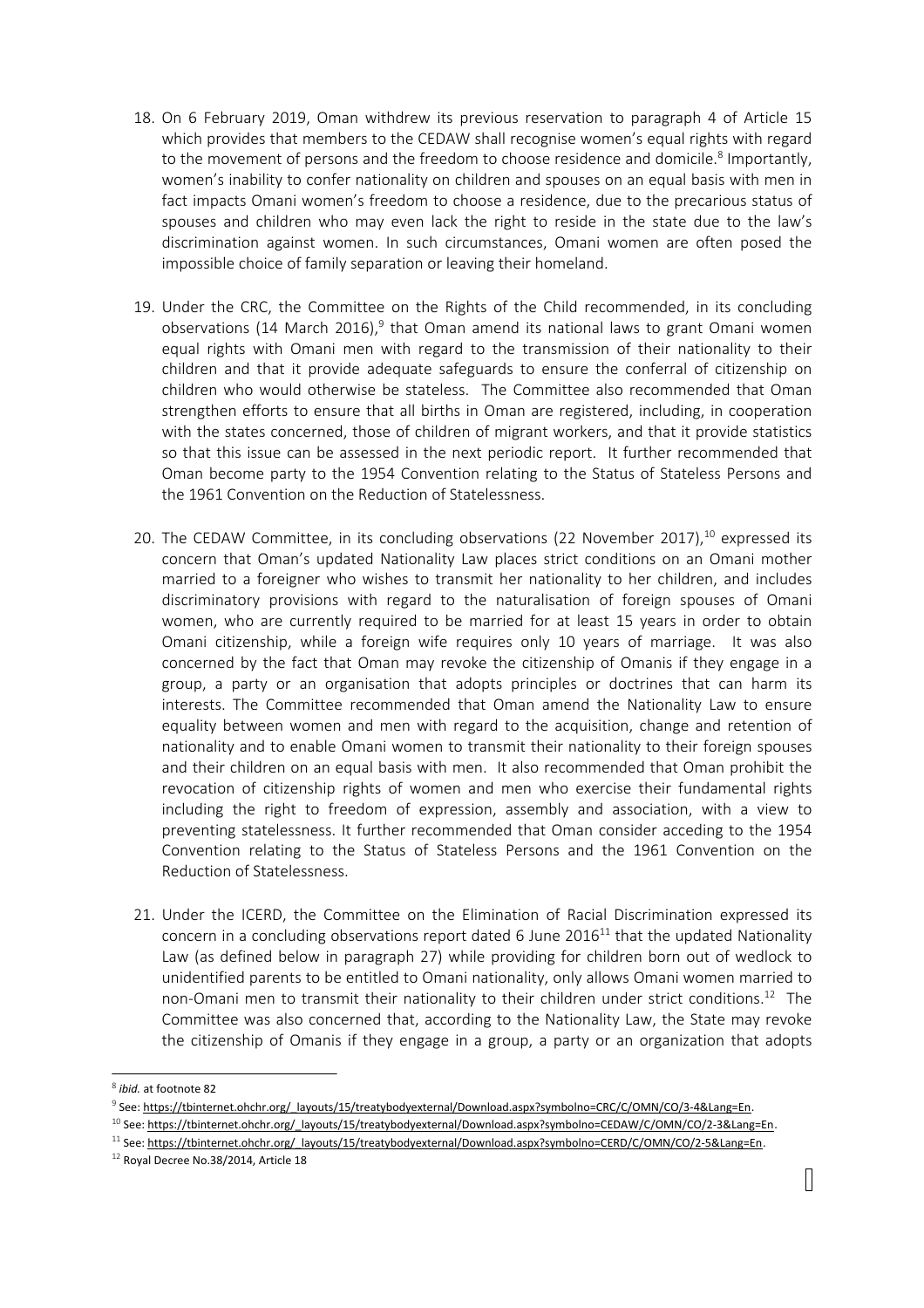18. On 6 February 2019, Oman withdrew its previous reservation to paragraph 4 of Article 15 which provides that members to the CEDAW shall recognise women's equal rights with regard to the movement of persons and the freedom to choose residence and domicile.[8] Importantly, women's inability to confer nationality on children and spouses on an equal basis with men in fact impacts Omani women's freedom to choose a residence, due to the precarious status of spouses and children who may even lack the right to reside in the state due to the law's discrimination against women. In such circumstances, Omani women are often posed the impossible choice of family separation or leaving their homeland.

19. Under the CRC, the Committee on the Rights of the Child recommended, in its concluding observations (14 March 2016),[9] that Oman amend its national laws to grant Omani women equal rights with Omani men with regard to the transmission of their nationality to their children and that it provide adequate safeguards to ensure the conferral of citizenship on children who would otherwise be stateless. The Committee also recommended that Oman strengthen efforts to ensure that all births in Oman are registered, including, in cooperation with the states concerned, those of children of migrant workers, and that it provide statistics so that this issue can be assessed in the next periodic report. It further recommended that Oman become party to the 1954 Convention relating to the Status of Stateless Persons and the 1961 Convention on the Reduction of Statelessness.

20. The CEDAW Committee, in its concluding observations (22 November 2017),[10] expressed its concern that Oman's updated Nationality Law places strict conditions on an Omani mother married to a foreigner who wishes to transmit her nationality to her children, and includes discriminatory provisions with regard to the naturalisation of foreign spouses of Omani women, who are currently required to be married for at least 15 years in order to obtain Omani citizenship, while a foreign wife requires only 10 years of marriage. It was also concerned by the fact that Oman may revoke the citizenship of Omanis if they engage in a group, a party or an organisation that adopts principles or doctrines that can harm its interests. The Committee recommended that Oman amend the Nationality Law to ensure equality between women and men with regard to the acquisition, change and retention of nationality and to enable Omani women to transmit their nationality to their foreign spouses and their children on an equal basis with men. It also recommended that Oman prohibit the revocation of citizenship rights of women and men who exercise their fundamental rights including the right to freedom of expression, assembly and association, with a view to preventing statelessness. It further recommended that Oman consider acceding to the 1954 Convention relating to the Status of Stateless Persons and the 1961 Convention on the Reduction of Statelessness.

21. Under the ICERD, the Committee on the Elimination of Racial Discrimination expressed its concern in a concluding observations report dated 6 June 2016[11] that the updated Nationality Law (as defined below in paragraph 27) while providing for children born out of wedlock to unidentified parents to be entitled to Omani nationality, only allows Omani women married to non-Omani men to transmit their nationality to their children under strict conditions.[12] The Committee was also concerned that, according to the Nationality Law, the State may revoke the citizenship of Omanis if they engage in a group, a party or an organization that adopts

---

[8] *ibid.* at footnote 82

[9] See: https://tbinternet.ohchr.org/_layouts/15/treatybodyexternal/Download.aspx?symbolno=CRC/C/OMN/CO/3-4&Lang=En.

[10] See: https://tbinternet.ohchr.org/_layouts/15/treatybodyexternal/Download.aspx?symbolno=CEDAW/C/OMN/CO/2-3&Lang=En.

[11] See: https://tbinternet.ohchr.org/_layouts/15/treatybodyexternal/Download.aspx?symbolno=CERD/C/OMN/CO/2-5&Lang=En.

[12] Royal Decree No.38/2014, Article 18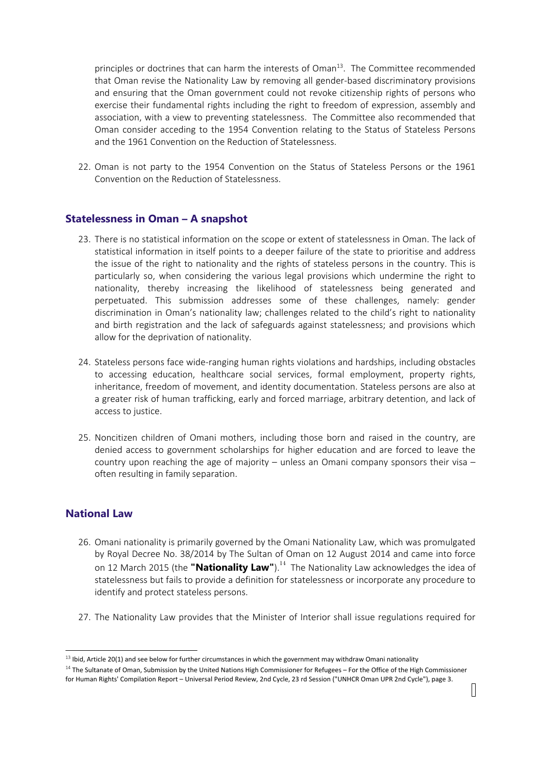principles or doctrines that can harm the interests of Oman[13]. The Committee recommended that Oman revise the Nationality Law by removing all gender-based discriminatory provisions and ensuring that the Oman government could not revoke citizenship rights of persons who exercise their fundamental rights including the right to freedom of expression, assembly and association, with a view to preventing statelessness. The Committee also recommended that Oman consider acceding to the 1954 Convention relating to the Status of Stateless Persons and the 1961 Convention on the Reduction of Statelessness.

22. Oman is not party to the 1954 Convention on the Status of Stateless Persons or the 1961 Convention on the Reduction of Statelessness.

## Statelessness in Oman – A snapshot

23. There is no statistical information on the scope or extent of statelessness in Oman. The lack of statistical information in itself points to a deeper failure of the state to prioritise and address the issue of the right to nationality and the rights of stateless persons in the country. This is particularly so, when considering the various legal provisions which undermine the right to nationality, thereby increasing the likelihood of statelessness being generated and perpetuated. This submission addresses some of these challenges, namely: gender discrimination in Oman's nationality law; challenges related to the child's right to nationality and birth registration and the lack of safeguards against statelessness; and provisions which allow for the deprivation of nationality.

24. Stateless persons face wide-ranging human rights violations and hardships, including obstacles to accessing education, healthcare social services, formal employment, property rights, inheritance, freedom of movement, and identity documentation. Stateless persons are also at a greater risk of human trafficking, early and forced marriage, arbitrary detention, and lack of access to justice.

25. Noncitizen children of Omani mothers, including those born and raised in the country, are denied access to government scholarships for higher education and are forced to leave the country upon reaching the age of majority – unless an Omani company sponsors their visa – often resulting in family separation.

## National Law

26. Omani nationality is primarily governed by the Omani Nationality Law, which was promulgated by Royal Decree No. 38/2014 by The Sultan of Oman on 12 August 2014 and came into force on 12 March 2015 (the **"Nationality Law"**).[14] The Nationality Law acknowledges the idea of statelessness but fails to provide a definition for statelessness or incorporate any procedure to identify and protect stateless persons.

27. The Nationality Law provides that the Minister of Interior shall issue regulations required for

---

[13] Ibid, Article 20(1) and see below for further circumstances in which the government may withdraw Omani nationality

[14] The Sultanate of Oman, Submission by the United Nations High Commissioner for Refugees – For the Office of the High Commissioner for Human Rights' Compilation Report – Universal Period Review, 2nd Cycle, 23 rd Session ("UNHCR Oman UPR 2nd Cycle"), page 3.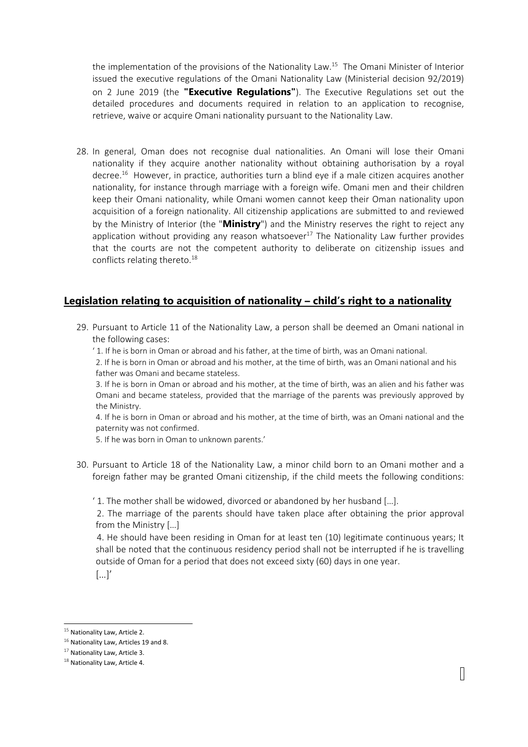the implementation of the provisions of the Nationality Law.[15] The Omani Minister of Interior issued the executive regulations of the Omani Nationality Law (Ministerial decision 92/2019) on 2 June 2019 (the **"Executive Regulations"**). The Executive Regulations set out the detailed procedures and documents required in relation to an application to recognise, retrieve, waive or acquire Omani nationality pursuant to the Nationality Law.

28. In general, Oman does not recognise dual nationalities. An Omani will lose their Omani nationality if they acquire another nationality without obtaining authorisation by a royal decree.[16] However, in practice, authorities turn a blind eye if a male citizen acquires another nationality, for instance through marriage with a foreign wife. Omani men and their children keep their Omani nationality, while Omani women cannot keep their Oman nationality upon acquisition of a foreign nationality. All citizenship applications are submitted to and reviewed by the Ministry of Interior (the "**Ministry**") and the Ministry reserves the right to reject any application without providing any reason whatsoever[17] The Nationality Law further provides that the courts are not the competent authority to deliberate on citizenship issues and conflicts relating thereto.[18]

## Legislation relating to acquisition of nationality – child's right to a nationality

29. Pursuant to Article 11 of the Nationality Law, a person shall be deemed an Omani national in the following cases:

   ' 1. If he is born in Oman or abroad and his father, at the time of birth, was an Omani national.

   2. If he is born in Oman or abroad and his mother, at the time of birth, was an Omani national and his father was Omani and became stateless.

   3. If he is born in Oman or abroad and his mother, at the time of birth, was an alien and his father was Omani and became stateless, provided that the marriage of the parents was previously approved by the Ministry.

   4. If he is born in Oman or abroad and his mother, at the time of birth, was an Omani national and the paternity was not confirmed.

   5. If he was born in Oman to unknown parents.'

30. Pursuant to Article 18 of the Nationality Law, a minor child born to an Omani mother and a foreign father may be granted Omani citizenship, if the child meets the following conditions:

   ' 1. The mother shall be widowed, divorced or abandoned by her husband […].

   2. The marriage of the parents should have taken place after obtaining the prior approval from the Ministry […]

   4. He should have been residing in Oman for at least ten (10) legitimate continuous years; It shall be noted that the continuous residency period shall not be interrupted if he is travelling outside of Oman for a period that does not exceed sixty (60) days in one year.

   […]'

---

[15] Nationality Law, Article 2.

[16] Nationality Law, Articles 19 and 8.

[17] Nationality Law, Article 3.

[18] Nationality Law, Article 4.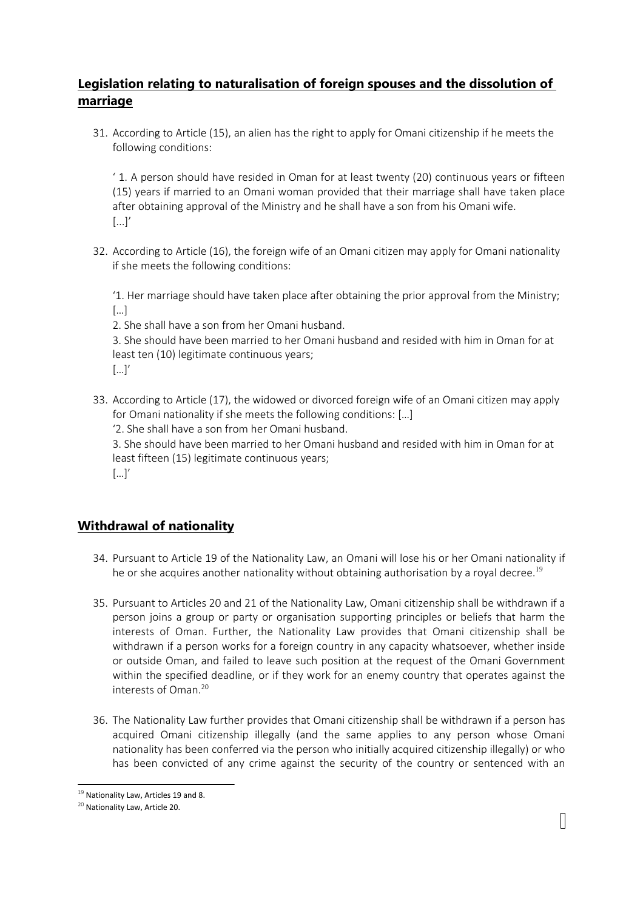## Legislation relating to naturalisation of foreign spouses and the dissolution of marriage

31. According to Article (15), an alien has the right to apply for Omani citizenship if he meets the following conditions:

   ' 1. A person should have resided in Oman for at least twenty (20) continuous years or fifteen (15) years if married to an Omani woman provided that their marriage shall have taken place after obtaining approval of the Ministry and he shall have a son from his Omani wife.
   [...]'

32. According to Article (16), the foreign wife of an Omani citizen may apply for Omani nationality if she meets the following conditions:

   '1. Her marriage should have taken place after obtaining the prior approval from the Ministry;
   […]
   2. She shall have a son from her Omani husband.
   3. She should have been married to her Omani husband and resided with him in Oman for at least ten (10) legitimate continuous years;
   […]'

33. According to Article (17), the widowed or divorced foreign wife of an Omani citizen may apply for Omani nationality if she meets the following conditions: […]
   '2. She shall have a son from her Omani husband.
   3. She should have been married to her Omani husband and resided with him in Oman for at least fifteen (15) legitimate continuous years;
   […]'

## Withdrawal of nationality

34. Pursuant to Article 19 of the Nationality Law, an Omani will lose his or her Omani nationality if he or she acquires another nationality without obtaining authorisation by a royal decree.[19]

35. Pursuant to Articles 20 and 21 of the Nationality Law, Omani citizenship shall be withdrawn if a person joins a group or party or organisation supporting principles or beliefs that harm the interests of Oman. Further, the Nationality Law provides that Omani citizenship shall be withdrawn if a person works for a foreign country in any capacity whatsoever, whether inside or outside Oman, and failed to leave such position at the request of the Omani Government within the specified deadline, or if they work for an enemy country that operates against the interests of Oman.[20]

36. The Nationality Law further provides that Omani citizenship shall be withdrawn if a person has acquired Omani citizenship illegally (and the same applies to any person whose Omani nationality has been conferred via the person who initially acquired citizenship illegally) or who has been convicted of any crime against the security of the country or sentenced with an

[19] Nationality Law, Articles 19 and 8.
[20] Nationality Law, Article 20.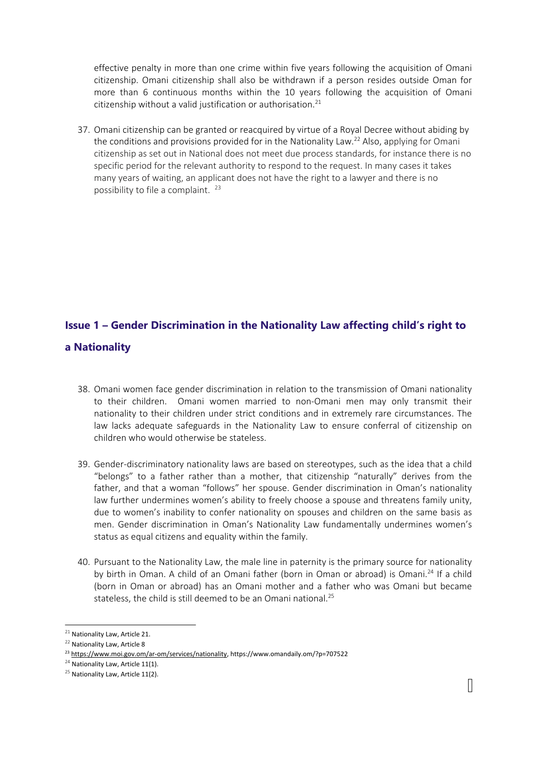effective penalty in more than one crime within five years following the acquisition of Omani citizenship. Omani citizenship shall also be withdrawn if a person resides outside Oman for more than 6 continuous months within the 10 years following the acquisition of Omani citizenship without a valid justification or authorisation.[21]

37. Omani citizenship can be granted or reacquired by virtue of a Royal Decree without abiding by the conditions and provisions provided for in the Nationality Law.[22] Also, applying for Omani citizenship as set out in National does not meet due process standards, for instance there is no specific period for the relevant authority to respond to the request. In many cases it takes many years of waiting, an applicant does not have the right to a lawyer and there is no possibility to file a complaint.[23]

## Issue 1 – Gender Discrimination in the Nationality Law affecting child's right to a Nationality

38. Omani women face gender discrimination in relation to the transmission of Omani nationality to their children. Omani women married to non-Omani men may only transmit their nationality to their children under strict conditions and in extremely rare circumstances. The law lacks adequate safeguards in the Nationality Law to ensure conferral of citizenship on children who would otherwise be stateless.

39. Gender-discriminatory nationality laws are based on stereotypes, such as the idea that a child "belongs" to a father rather than a mother, that citizenship "naturally" derives from the father, and that a woman "follows" her spouse. Gender discrimination in Oman's nationality law further undermines women's ability to freely choose a spouse and threatens family unity, due to women's inability to confer nationality on spouses and children on the same basis as men. Gender discrimination in Oman's Nationality Law fundamentally undermines women's status as equal citizens and equality within the family.

40. Pursuant to the Nationality Law, the male line in paternity is the primary source for nationality by birth in Oman. A child of an Omani father (born in Oman or abroad) is Omani.[24] If a child (born in Oman or abroad) has an Omani mother and a father who was Omani but became stateless, the child is still deemed to be an Omani national.[25]

---

[21] Nationality Law, Article 21.

[22] Nationality Law, Article 8

[23] https://www.moi.gov.om/ar-om/services/nationality, https://www.omandaily.om/?p=707522

[24] Nationality Law, Article 11(1).

[25] Nationality Law, Article 11(2).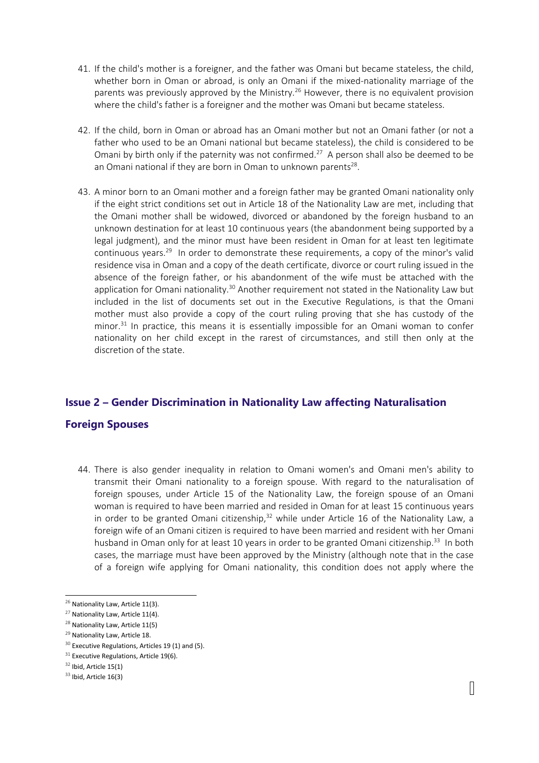41. If the child's mother is a foreigner, and the father was Omani but became stateless, the child, whether born in Oman or abroad, is only an Omani if the mixed-nationality marriage of the parents was previously approved by the Ministry.[26] However, there is no equivalent provision where the child's father is a foreigner and the mother was Omani but became stateless.

42. If the child, born in Oman or abroad has an Omani mother but not an Omani father (or not a father who used to be an Omani national but became stateless), the child is considered to be Omani by birth only if the paternity was not confirmed.[27] A person shall also be deemed to be an Omani national if they are born in Oman to unknown parents[28].

43. A minor born to an Omani mother and a foreign father may be granted Omani nationality only if the eight strict conditions set out in Article 18 of the Nationality Law are met, including that the Omani mother shall be widowed, divorced or abandoned by the foreign husband to an unknown destination for at least 10 continuous years (the abandonment being supported by a legal judgment), and the minor must have been resident in Oman for at least ten legitimate continuous years.[29] In order to demonstrate these requirements, a copy of the minor's valid residence visa in Oman and a copy of the death certificate, divorce or court ruling issued in the absence of the foreign father, or his abandonment of the wife must be attached with the application for Omani nationality.[30] Another requirement not stated in the Nationality Law but included in the list of documents set out in the Executive Regulations, is that the Omani mother must also provide a copy of the court ruling proving that she has custody of the minor.[31] In practice, this means it is essentially impossible for an Omani woman to confer nationality on her child except in the rarest of circumstances, and still then only at the discretion of the state.

## Issue 2 – Gender Discrimination in Nationality Law affecting Naturalisation

### Foreign Spouses

44. There is also gender inequality in relation to Omani women's and Omani men's ability to transmit their Omani nationality to a foreign spouse. With regard to the naturalisation of foreign spouses, under Article 15 of the Nationality Law, the foreign spouse of an Omani woman is required to have been married and resided in Oman for at least 15 continuous years in order to be granted Omani citizenship,[32] while under Article 16 of the Nationality Law, a foreign wife of an Omani citizen is required to have been married and resident with her Omani husband in Oman only for at least 10 years in order to be granted Omani citizenship.[33] In both cases, the marriage must have been approved by the Ministry (although note that in the case of a foreign wife applying for Omani nationality, this condition does not apply where the

---

[26] Nationality Law, Article 11(3).

[27] Nationality Law, Article 11(4).

[28] Nationality Law, Article 11(5)

[29] Nationality Law, Article 18.

[30] Executive Regulations, Articles 19 (1) and (5).

[31] Executive Regulations, Article 19(6).

[32] Ibid, Article 15(1)

[33] Ibid, Article 16(3)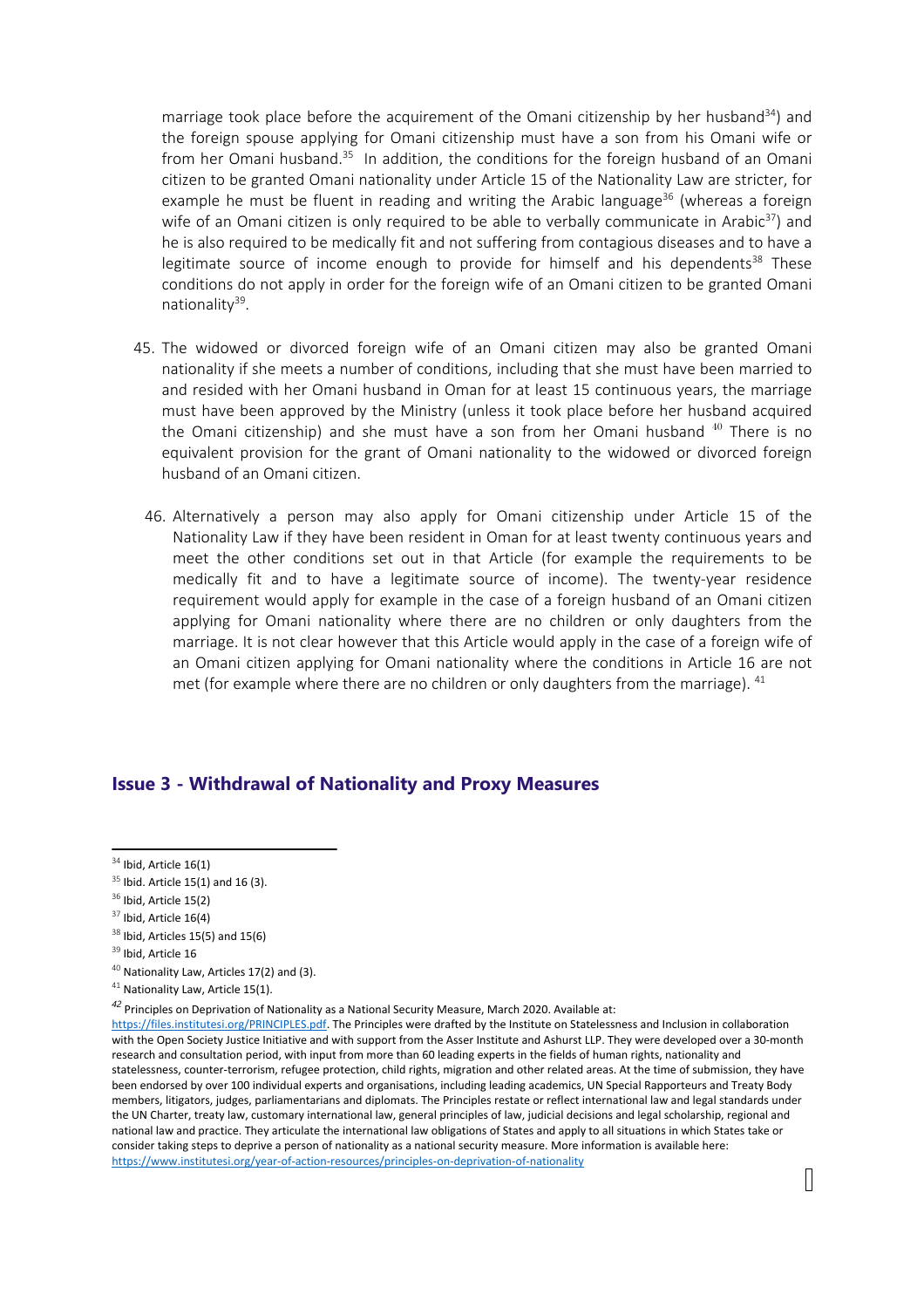marriage took place before the acquirement of the Omani citizenship by her husband[34]) and the foreign spouse applying for Omani citizenship must have a son from his Omani wife or from her Omani husband.[35] In addition, the conditions for the foreign husband of an Omani citizen to be granted Omani nationality under Article 15 of the Nationality Law are stricter, for example he must be fluent in reading and writing the Arabic language[36] (whereas a foreign wife of an Omani citizen is only required to be able to verbally communicate in Arabic[37]) and he is also required to be medically fit and not suffering from contagious diseases and to have a legitimate source of income enough to provide for himself and his dependents[38] These conditions do not apply in order for the foreign wife of an Omani citizen to be granted Omani nationality[39].

45. The widowed or divorced foreign wife of an Omani citizen may also be granted Omani nationality if she meets a number of conditions, including that she must have been married to and resided with her Omani husband in Oman for at least 15 continuous years, the marriage must have been approved by the Ministry (unless it took place before her husband acquired the Omani citizenship) and she must have a son from her Omani husband [40] There is no equivalent provision for the grant of Omani nationality to the widowed or divorced foreign husband of an Omani citizen.

46. Alternatively a person may also apply for Omani citizenship under Article 15 of the Nationality Law if they have been resident in Oman for at least twenty continuous years and meet the other conditions set out in that Article (for example the requirements to be medically fit and to have a legitimate source of income). The twenty-year residence requirement would apply for example in the case of a foreign husband of an Omani citizen applying for Omani nationality where there are no children or only daughters from the marriage. It is not clear however that this Article would apply in the case of a foreign wife of an Omani citizen applying for Omani nationality where the conditions in Article 16 are not met (for example where there are no children or only daughters from the marriage). [41]

## Issue 3 - Withdrawal of Nationality and Proxy Measures

[34] Ibid, Article 16(1)

[35] Ibid. Article 15(1) and 16 (3).

[36] Ibid, Article 15(2)

[37] Ibid, Article 16(4)

[38] Ibid, Articles 15(5) and 15(6)

[39] Ibid, Article 16

[40] Nationality Law, Articles 17(2) and (3).

[41] Nationality Law, Article 15(1).

[42] Principles on Deprivation of Nationality as a National Security Measure, March 2020. Available at: https://files.institutesi.org/PRINCIPLES.pdf. The Principles were drafted by the Institute on Statelessness and Inclusion in collaboration with the Open Society Justice Initiative and with support from the Asser Institute and Ashurst LLP. They were developed over a 30-month research and consultation period, with input from more than 60 leading experts in the fields of human rights, nationality and statelessness, counter-terrorism, refugee protection, child rights, migration and other related areas. At the time of submission, they have been endorsed by over 100 individual experts and organisations, including leading academics, UN Special Rapporteurs and Treaty Body members, litigators, judges, parliamentarians and diplomats. The Principles restate or reflect international law and legal standards under the UN Charter, treaty law, customary international law, general principles of law, judicial decisions and legal scholarship, regional and national law and practice. They articulate the international law obligations of States and apply to all situations in which States take or consider taking steps to deprive a person of nationality as a national security measure. More information is available here: https://www.institutesi.org/year-of-action-resources/principles-on-deprivation-of-nationality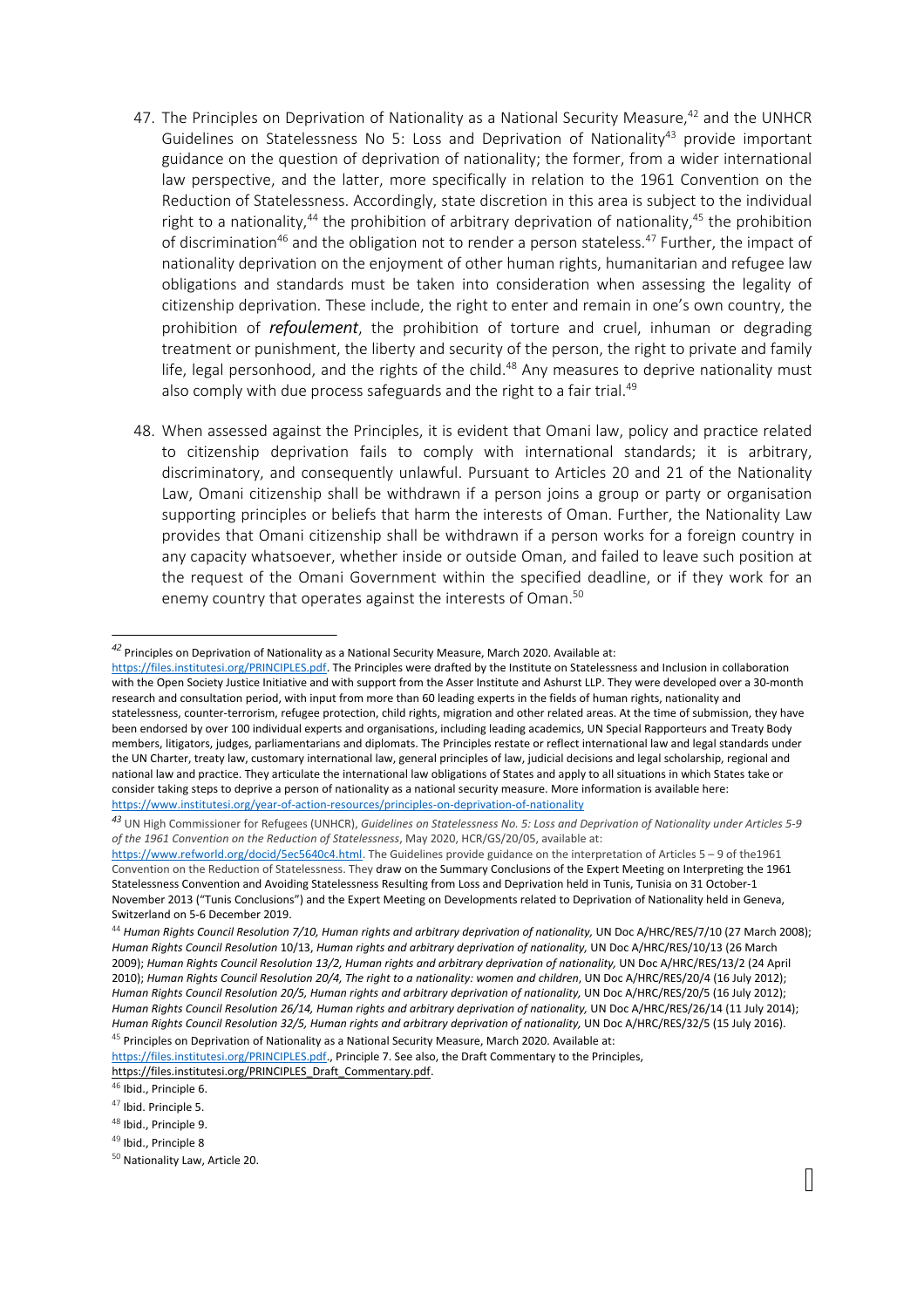47. The Principles on Deprivation of Nationality as a National Security Measure,[42] and the UNHCR Guidelines on Statelessness No 5: Loss and Deprivation of Nationality[43] provide important guidance on the question of deprivation of nationality; the former, from a wider international law perspective, and the latter, more specifically in relation to the 1961 Convention on the Reduction of Statelessness. Accordingly, state discretion in this area is subject to the individual right to a nationality,[44] the prohibition of arbitrary deprivation of nationality,[45] the prohibition of discrimination[46] and the obligation not to render a person stateless.[47] Further, the impact of nationality deprivation on the enjoyment of other human rights, humanitarian and refugee law obligations and standards must be taken into consideration when assessing the legality of citizenship deprivation. These include, the right to enter and remain in one's own country, the prohibition of ***refoulement***, the prohibition of torture and cruel, inhuman or degrading treatment or punishment, the liberty and security of the person, the right to private and family life, legal personhood, and the rights of the child.[48] Any measures to deprive nationality must also comply with due process safeguards and the right to a fair trial.[49]

48. When assessed against the Principles, it is evident that Omani law, policy and practice related to citizenship deprivation fails to comply with international standards; it is arbitrary, discriminatory, and consequently unlawful. Pursuant to Articles 20 and 21 of the Nationality Law, Omani citizenship shall be withdrawn if a person joins a group or party or organisation supporting principles or beliefs that harm the interests of Oman. Further, the Nationality Law provides that Omani citizenship shall be withdrawn if a person works for a foreign country in any capacity whatsoever, whether inside or outside Oman, and failed to leave such position at the request of the Omani Government within the specified deadline, or if they work for an enemy country that operates against the interests of Oman.[50]

---

[42] Principles on Deprivation of Nationality as a National Security Measure, March 2020. Available at: https://files.institutesi.org/PRINCIPLES.pdf. The Principles were drafted by the Institute on Statelessness and Inclusion in collaboration with the Open Society Justice Initiative and with support from the Asser Institute and Ashurst LLP. They were developed over a 30-month research and consultation period, with input from more than 60 leading experts in the fields of human rights, nationality and statelessness, counter-terrorism, refugee protection, child rights, migration and other related areas. At the time of submission, they have been endorsed by over 100 individual experts and organisations, including leading academics, UN Special Rapporteurs and Treaty Body members, litigators, judges, parliamentarians and diplomats. The Principles restate or reflect international law and legal standards under the UN Charter, treaty law, customary international law, general principles of law, judicial decisions and legal scholarship, regional and national law and practice. They articulate the international law obligations of States and apply to all situations in which States take or consider taking steps to deprive a person of nationality as a national security measure. More information is available here: https://www.institutesi.org/year-of-action-resources/principles-on-deprivation-of-nationality

[43] UN High Commissioner for Refugees (UNHCR), *Guidelines on Statelessness No. 5: Loss and Deprivation of Nationality under Articles 5-9 of the 1961 Convention on the Reduction of Statelessness*, May 2020, HCR/GS/20/05, available at: https://www.refworld.org/docid/5ec5640c4.html. The Guidelines provide guidance on the interpretation of Articles 5 – 9 of the1961 Convention on the Reduction of Statelessness. They draw on the Summary Conclusions of the Expert Meeting on Interpreting the 1961 Statelessness Convention and Avoiding Statelessness Resulting from Loss and Deprivation held in Tunis, Tunisia on 31 October-1 November 2013 ("Tunis Conclusions") and the Expert Meeting on Developments related to Deprivation of Nationality held in Geneva, Switzerland on 5-6 December 2019.

[44] *Human Rights Council Resolution 7/10, Human rights and arbitrary deprivation of nationality,* UN Doc A/HRC/RES/7/10 (27 March 2008); *Human Rights Council Resolution* 10/13, *Human rights and arbitrary deprivation of nationality,* UN Doc A/HRC/RES/10/13 (26 March 2009); *Human Rights Council Resolution 13/2, Human rights and arbitrary deprivation of nationality,* UN Doc A/HRC/RES/13/2 (24 April 2010); *Human Rights Council Resolution 20/4, The right to a nationality: women and children*, UN Doc A/HRC/RES/20/4 (16 July 2012); *Human Rights Council Resolution 20/5, Human rights and arbitrary deprivation of nationality,* UN Doc A/HRC/RES/20/5 (16 July 2012); *Human Rights Council Resolution 26/14, Human rights and arbitrary deprivation of nationality,* UN Doc A/HRC/RES/26/14 (11 July 2014); *Human Rights Council Resolution 32/5, Human rights and arbitrary deprivation of nationality,* UN Doc A/HRC/RES/32/5 (15 July 2016).

[45] Principles on Deprivation of Nationality as a National Security Measure, March 2020. Available at: https://files.institutesi.org/PRINCIPLES.pdf., Principle 7. See also, the Draft Commentary to the Principles, https://files.institutesi.org/PRINCIPLES_Draft_Commentary.pdf.

[46] Ibid., Principle 6.

[47] Ibid. Principle 5.

[48] Ibid., Principle 9.

[49] Ibid., Principle 8

[50] Nationality Law, Article 20.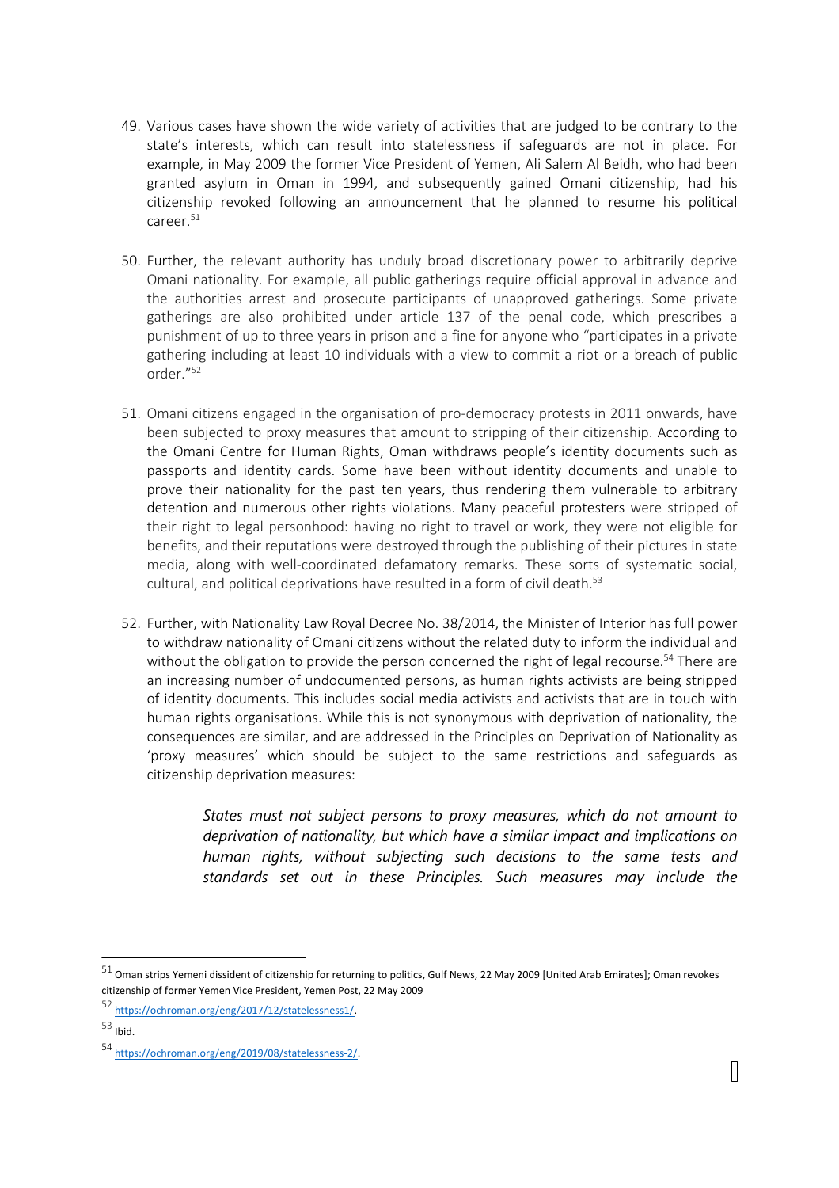49. Various cases have shown the wide variety of activities that are judged to be contrary to the state's interests, which can result into statelessness if safeguards are not in place. For example, in May 2009 the former Vice President of Yemen, Ali Salem Al Beidh, who had been granted asylum in Oman in 1994, and subsequently gained Omani citizenship, had his citizenship revoked following an announcement that he planned to resume his political career.[51]

50. Further, the relevant authority has unduly broad discretionary power to arbitrarily deprive Omani nationality. For example, all public gatherings require official approval in advance and the authorities arrest and prosecute participants of unapproved gatherings. Some private gatherings are also prohibited under article 137 of the penal code, which prescribes a punishment of up to three years in prison and a fine for anyone who "participates in a private gathering including at least 10 individuals with a view to commit a riot or a breach of public order."[52]

51. Omani citizens engaged in the organisation of pro-democracy protests in 2011 onwards, have been subjected to proxy measures that amount to stripping of their citizenship. According to the Omani Centre for Human Rights, Oman withdraws people's identity documents such as passports and identity cards. Some have been without identity documents and unable to prove their nationality for the past ten years, thus rendering them vulnerable to arbitrary detention and numerous other rights violations. Many peaceful protesters were stripped of their right to legal personhood: having no right to travel or work, they were not eligible for benefits, and their reputations were destroyed through the publishing of their pictures in state media, along with well-coordinated defamatory remarks. These sorts of systematic social, cultural, and political deprivations have resulted in a form of civil death.[53]

52. Further, with Nationality Law Royal Decree No. 38/2014, the Minister of Interior has full power to withdraw nationality of Omani citizens without the related duty to inform the individual and without the obligation to provide the person concerned the right of legal recourse.[54] There are an increasing number of undocumented persons, as human rights activists are being stripped of identity documents. This includes social media activists and activists that are in touch with human rights organisations. While this is not synonymous with deprivation of nationality, the consequences are similar, and are addressed in the Principles on Deprivation of Nationality as 'proxy measures' which should be subject to the same restrictions and safeguards as citizenship deprivation measures:

> *States must not subject persons to proxy measures, which do not amount to deprivation of nationality, but which have a similar impact and implications on human rights, without subjecting such decisions to the same tests and standards set out in these Principles. Such measures may include the*

---

[51] Oman strips Yemeni dissident of citizenship for returning to politics, Gulf News, 22 May 2009 [United Arab Emirates]; Oman revokes citizenship of former Yemen Vice President, Yemen Post, 22 May 2009

[52] https://ochroman.org/eng/2017/12/statelessness1/.

[53] Ibid.

[54] https://ochroman.org/eng/2019/08/statelessness-2/.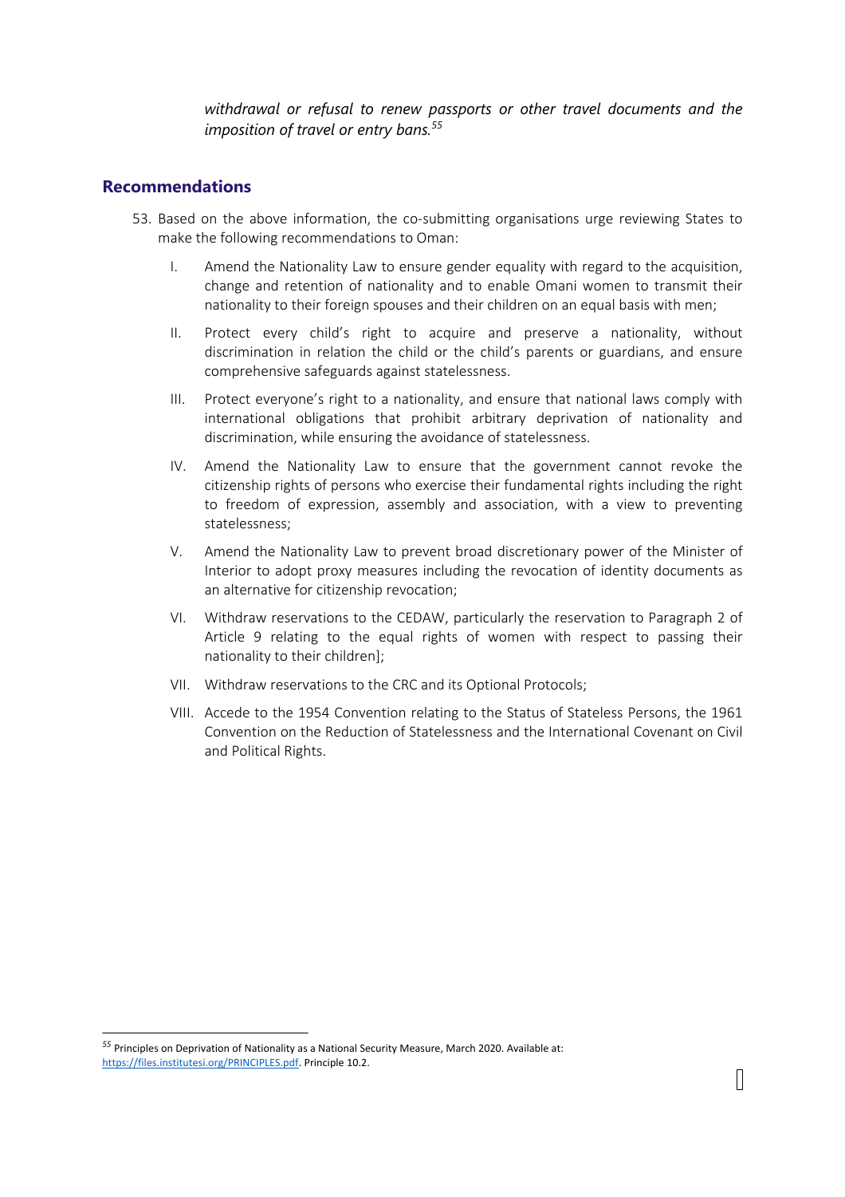*withdrawal or refusal to renew passports or other travel documents and the imposition of travel or entry bans.*[55]

## Recommendations

53. Based on the above information, the co-submitting organisations urge reviewing States to make the following recommendations to Oman:

    I. Amend the Nationality Law to ensure gender equality with regard to the acquisition, change and retention of nationality and to enable Omani women to transmit their nationality to their foreign spouses and their children on an equal basis with men;

    II. Protect every child's right to acquire and preserve a nationality, without discrimination in relation the child or the child's parents or guardians, and ensure comprehensive safeguards against statelessness.

    III. Protect everyone's right to a nationality, and ensure that national laws comply with international obligations that prohibit arbitrary deprivation of nationality and discrimination, while ensuring the avoidance of statelessness.

    IV. Amend the Nationality Law to ensure that the government cannot revoke the citizenship rights of persons who exercise their fundamental rights including the right to freedom of expression, assembly and association, with a view to preventing statelessness;

    V. Amend the Nationality Law to prevent broad discretionary power of the Minister of Interior to adopt proxy measures including the revocation of identity documents as an alternative for citizenship revocation;

    VI. Withdraw reservations to the CEDAW, particularly the reservation to Paragraph 2 of Article 9 relating to the equal rights of women with respect to passing their nationality to their children];

    VII. Withdraw reservations to the CRC and its Optional Protocols;

    VIII. Accede to the 1954 Convention relating to the Status of Stateless Persons, the 1961 Convention on the Reduction of Statelessness and the International Covenant on Civil and Political Rights.

---

[55] Principles on Deprivation of Nationality as a National Security Measure, March 2020. Available at: https://files.institutesi.org/PRINCIPLES.pdf. Principle 10.2.